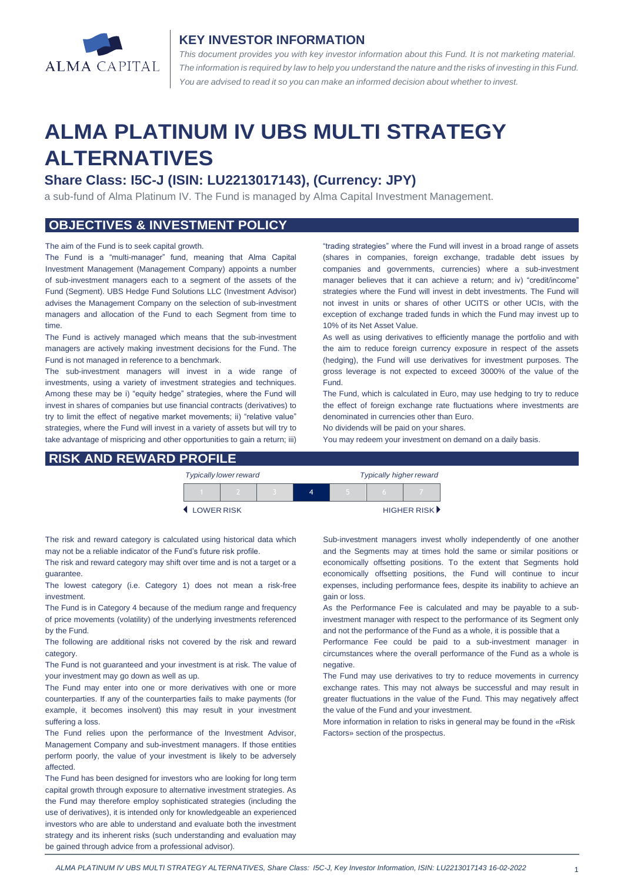ALMA CAPITAL

## KEY INVESTOR INFORMATION

*This document provides you with key investor information about this Fund. It is not marketing material. The information is required by law to help you understand the nature and the risks of investing in this Fund. You are advised to read it so you can make an informed decision about whether to invest.*

# ALMA PLATINUM IV UBS MULTI STRATEGY ALTERNATIVES

### Share Class: I5C-J (ISIN: LU2213017143), (Currency: JPY)

a sub-fund of Alma Platinum IV. The Fund is managed by Alma Capital Investment Management.

## OBJECTIVES & INVESTMENT POLICY

The aim of the Fund is to seek capital growth.

The Fund is a "multi-manager" fund, meaning that Alma Capital Investment Management (Management Company) appoints a number of sub-investment managers each to a segment of the assets of the Fund (Segment). UBS Hedge Fund Solutions LLC (Investment Advisor) advises the Management Company on the selection of sub-investment managers and allocation of the Fund to each Segment from time to time.

The Fund is actively managed which means that the sub-investment managers are actively making investment decisions for the Fund. The Fund is not managed in reference to a benchmark.

The sub-investment managers will invest in a wide range of investments, using a variety of investment strategies and techniques. Among these may be i) "equity hedge" strategies, where the Fund will invest in shares of companies but use financial contracts (derivatives) to try to limit the effect of negative market movements; ii) "relative value" strategies, where the Fund will invest in a variety of assets but will try to take advantage of mispricing and other opportunities to gain a return; iii) "trading strategies" where the Fund will invest in a broad range of assets (shares in companies, foreign exchange, tradable debt issues by companies and governments, currencies) where a sub-investment manager believes that it can achieve a return; and iv) "credit/income" strategies where the Fund will invest in debt investments. The Fund will not invest in units or shares of other UCITS or other UCIs, with the exception of exchange traded funds in which the Fund may invest up to 10% of its Net Asset Value.

As well as using derivatives to efficiently manage the portfolio and with the aim to reduce foreign currency exposure in respect of the assets (hedging), the Fund will use derivatives for investment purposes. The gross leverage is not expected to exceed 3000% of the value of the Fund.

The Fund, which is calculated in Euro, may use hedging to try to reduce the effect of foreign exchange rate fluctuations where investments are denominated in currencies other than Euro.

No dividends will be paid on your shares.

You may redeem your investment on demand on a daily basis.

## RISK AND REWARD PROFILE

| *Typically lower reward* | | | | | | *Typically higher reward* |
|---|---|---|---|---|---|---|
| 1 | 2 | 3 | **4** | 5 | 6 | 7 |
| ◀ LOWER RISK | | | | | | HIGHER RISK ▶ |

The risk and reward category is calculated using historical data which may not be a reliable indicator of the Fund's future risk profile.

The risk and reward category may shift over time and is not a target or a guarantee.

The lowest category (i.e. Category 1) does not mean a risk-free investment.

The Fund is in Category 4 because of the medium range and frequency of price movements (volatility) of the underlying investments referenced by the Fund.

The following are additional risks not covered by the risk and reward category.

The Fund is not guaranteed and your investment is at risk. The value of your investment may go down as well as up.

The Fund may enter into one or more derivatives with one or more counterparties. If any of the counterparties fails to make payments (for example, it becomes insolvent) this may result in your investment suffering a loss.

The Fund relies upon the performance of the Investment Advisor, Management Company and sub-investment managers. If those entities perform poorly, the value of your investment is likely to be adversely affected.

The Fund has been designed for investors who are looking for long term capital growth through exposure to alternative investment strategies. As the Fund may therefore employ sophisticated strategies (including the use of derivatives), it is intended only for knowledgeable an experienced investors who are able to understand and evaluate both the investment strategy and its inherent risks (such understanding and evaluation may be gained through advice from a professional advisor).

Sub-investment managers invest wholly independently of one another and the Segments may at times hold the same or similar positions or economically offsetting positions. To the extent that Segments hold economically offsetting positions, the Fund will continue to incur expenses, including performance fees, despite its inability to achieve an gain or loss.

As the Performance Fee is calculated and may be payable to a sub-investment manager with respect to the performance of its Segment only and not the performance of the Fund as a whole, it is possible that a Performance Fee could be paid to a sub-investment manager in circumstances where the overall performance of the Fund as a whole is negative.

The Fund may use derivatives to try to reduce movements in currency exchange rates. This may not always be successful and may result in greater fluctuations in the value of the Fund. This may negatively affect the value of the Fund and your investment.

More information in relation to risks in general may be found in the «Risk Factors» section of the prospectus.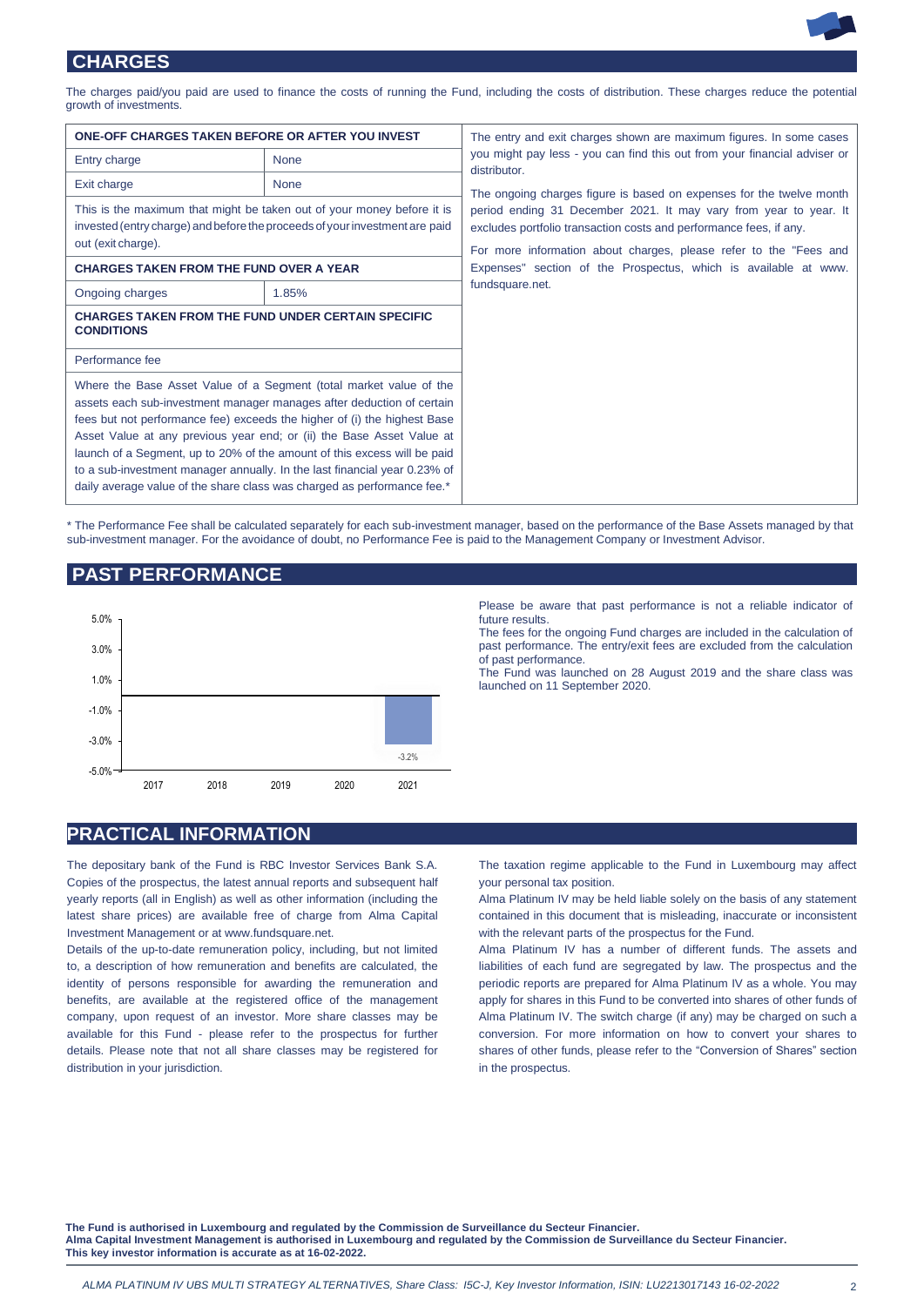## CHARGES

The charges paid/you paid are used to finance the costs of running the Fund, including the costs of distribution. These charges reduce the potential growth of investments.

| | |
|---|---|
| **ONE-OFF CHARGES TAKEN BEFORE OR AFTER YOU INVEST** | |
| Entry charge | None |
| Exit charge | None |
| This is the maximum that might be taken out of your money before it is invested (entry charge) and before the proceeds of your investment are paid out (exit charge). | |
| **CHARGES TAKEN FROM THE FUND OVER A YEAR** | |
| Ongoing charges | 1.85% |
| **CHARGES TAKEN FROM THE FUND UNDER CERTAIN SPECIFIC CONDITIONS** | |
| Performance fee | |
| Where the Base Asset Value of a Segment (total market value of the assets each sub-investment manager manages after deduction of certain fees but not performance fee) exceeds the higher of (i) the highest Base Asset Value at any previous year end; or (ii) the Base Asset Value at launch of a Segment, up to 20% of the amount of this excess will be paid to a sub-investment manager annually. In the last financial year 0.23% of daily average value of the share class was charged as performance fee.* | |

The entry and exit charges shown are maximum figures. In some cases you might pay less - you can find this out from your financial adviser or distributor.

The ongoing charges figure is based on expenses for the twelve month period ending 31 December 2021. It may vary from year to year. It excludes portfolio transaction costs and performance fees, if any.

For more information about charges, please refer to the "Fees and Expenses" section of the Prospectus, which is available at www. fundsquare.net.

\* The Performance Fee shall be calculated separately for each sub-investment manager, based on the performance of the Base Assets managed by that sub-investment manager. For the avoidance of doubt, no Performance Fee is paid to the Management Company or Investment Advisor.

## PAST PERFORMANCE

5.0%
3.0%
1.0%
-1.0%
-3.0%
-5.0%
-3.2%
2017
2018
2019
2020
2021

Please be aware that past performance is not a reliable indicator of future results.
The fees for the ongoing Fund charges are included in the calculation of past performance. The entry/exit fees are excluded from the calculation of past performance.
The Fund was launched on 28 August 2019 and the share class was launched on 11 September 2020.

## PRACTICAL INFORMATION

The depositary bank of the Fund is RBC Investor Services Bank S.A. Copies of the prospectus, the latest annual reports and subsequent half yearly reports (all in English) as well as other information (including the latest share prices) are available free of charge from Alma Capital Investment Management or at www.fundsquare.net.

Details of the up-to-date remuneration policy, including, but not limited to, a description of how remuneration and benefits are calculated, the identity of persons responsible for awarding the remuneration and benefits, are available at the registered office of the management company, upon request of an investor. More share classes may be available for this Fund - please refer to the prospectus for further details. Please note that not all share classes may be registered for distribution in your jurisdiction.

The taxation regime applicable to the Fund in Luxembourg may affect your personal tax position.

Alma Platinum IV may be held liable solely on the basis of any statement contained in this document that is misleading, inaccurate or inconsistent with the relevant parts of the prospectus for the Fund.

Alma Platinum IV has a number of different funds. The assets and liabilities of each fund are segregated by law. The prospectus and the periodic reports are prepared for Alma Platinum IV as a whole. You may apply for shares in this Fund to be converted into shares of other funds of Alma Platinum IV. The switch charge (if any) may be charged on such a conversion. For more information on how to convert your shares to shares of other funds, please refer to the "Conversion of Shares" section in the prospectus.

**The Fund is authorised in Luxembourg and regulated by the Commission de Surveillance du Secteur Financier.**
**Alma Capital Investment Management is authorised in Luxembourg and regulated by the Commission de Surveillance du Secteur Financier.**
**This key investor information is accurate as at 16-02-2022.**